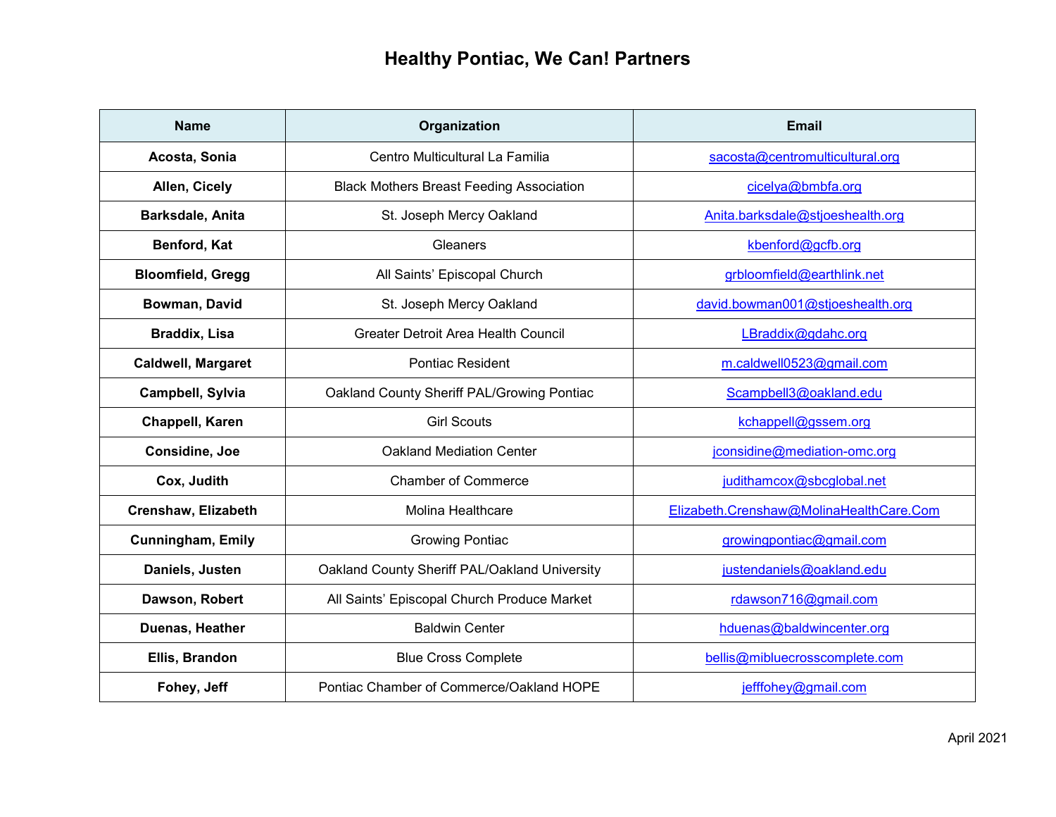# Healthy Pontiac, We Can! Partners

| Name | Organization | Email |
|---|---|---|
| **Acosta, Sonia** | Centro Multicultural La Familia | sacosta@centromulticultural.org |
| **Allen, Cicely** | Black Mothers Breast Feeding Association | cicelya@bmbfa.org |
| **Barksdale, Anita** | St. Joseph Mercy Oakland | Anita.barksdale@stjoeshealth.org |
| **Benford, Kat** | Gleaners | kbenford@gcfb.org |
| **Bloomfield, Gregg** | All Saints' Episcopal Church | grbloomfield@earthlink.net |
| **Bowman, David** | St. Joseph Mercy Oakland | david.bowman001@stjoeshealth.org |
| **Braddix, Lisa** | Greater Detroit Area Health Council | LBraddix@gdahc.org |
| **Caldwell, Margaret** | Pontiac Resident | m.caldwell0523@gmail.com |
| **Campbell, Sylvia** | Oakland County Sheriff PAL/Growing Pontiac | Scampbell3@oakland.edu |
| **Chappell, Karen** | Girl Scouts | kchappell@gssem.org |
| **Considine, Joe** | Oakland Mediation Center | jconsidine@mediation-omc.org |
| **Cox, Judith** | Chamber of Commerce | judithamcox@sbcglobal.net |
| **Crenshaw, Elizabeth** | Molina Healthcare | Elizabeth.Crenshaw@MolinaHealthCare.Com |
| **Cunningham, Emily** | Growing Pontiac | growingpontiac@gmail.com |
| **Daniels, Justen** | Oakland County Sheriff PAL/Oakland University | justendaniels@oakland.edu |
| **Dawson, Robert** | All Saints' Episcopal Church Produce Market | rdawson716@gmail.com |
| **Duenas, Heather** | Baldwin Center | hduenas@baldwincenter.org |
| **Ellis, Brandon** | Blue Cross Complete | bellis@mibluecrosscomplete.com |
| **Fohey, Jeff** | Pontiac Chamber of Commerce/Oakland HOPE | jefffohey@gmail.com |

April 2021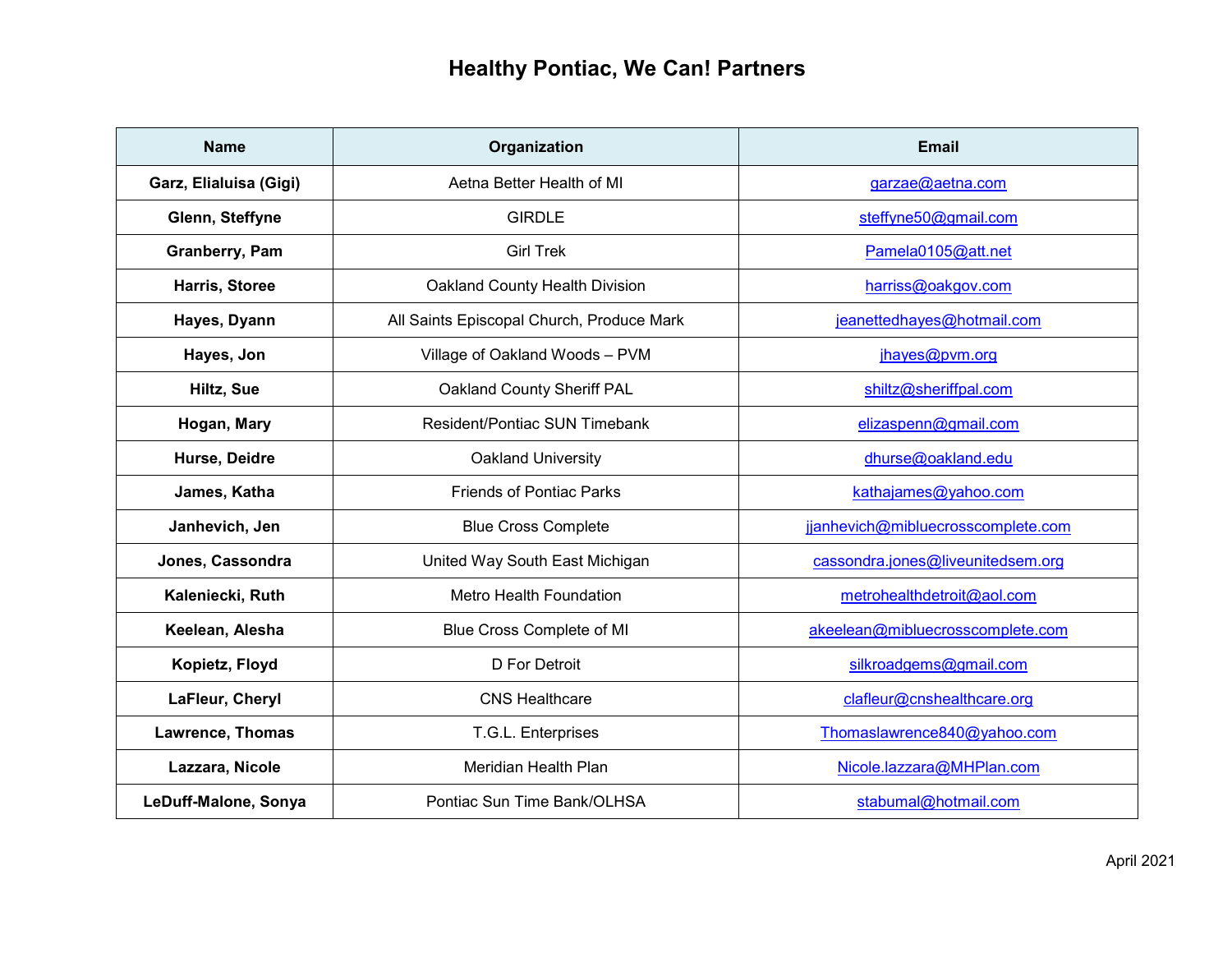# Healthy Pontiac, We Can! Partners

| Name | Organization | Email |
|---|---|---|
| **Garz, Elialuisa (Gigi)** | Aetna Better Health of MI | garzae@aetna.com |
| **Glenn, Steffyne** | GIRDLE | steffyne50@gmail.com |
| **Granberry, Pam** | Girl Trek | Pamela0105@att.net |
| **Harris, Storee** | Oakland County Health Division | harriss@oakgov.com |
| **Hayes, Dyann** | All Saints Episcopal Church, Produce Mark | jeanettedhayes@hotmail.com |
| **Hayes, Jon** | Village of Oakland Woods – PVM | jhayes@pvm.org |
| **Hiltz, Sue** | Oakland County Sheriff PAL | shiltz@sheriffpal.com |
| **Hogan, Mary** | Resident/Pontiac SUN Timebank | elizaspenn@gmail.com |
| **Hurse, Deidre** | Oakland University | dhurse@oakland.edu |
| **James, Katha** | Friends of Pontiac Parks | kathajames@yahoo.com |
| **Janhevich, Jen** | Blue Cross Complete | jjanhevich@mibluecrosscomplete.com |
| **Jones, Cassondra** | United Way South East Michigan | cassondra.jones@liveunitedsem.org |
| **Kaleniecki, Ruth** | Metro Health Foundation | metrohealthdetroit@aol.com |
| **Keelean, Alesha** | Blue Cross Complete of MI | akeelean@mibluecrosscomplete.com |
| **Kopietz, Floyd** | D For Detroit | silkroadgems@gmail.com |
| **LaFleur, Cheryl** | CNS Healthcare | clafleur@cnshealthcare.org |
| **Lawrence, Thomas** | T.G.L. Enterprises | Thomaslawrence840@yahoo.com |
| **Lazzara, Nicole** | Meridian Health Plan | Nicole.lazzara@MHPlan.com |
| **LeDuff-Malone, Sonya** | Pontiac Sun Time Bank/OLHSA | stabumal@hotmail.com |

April 2021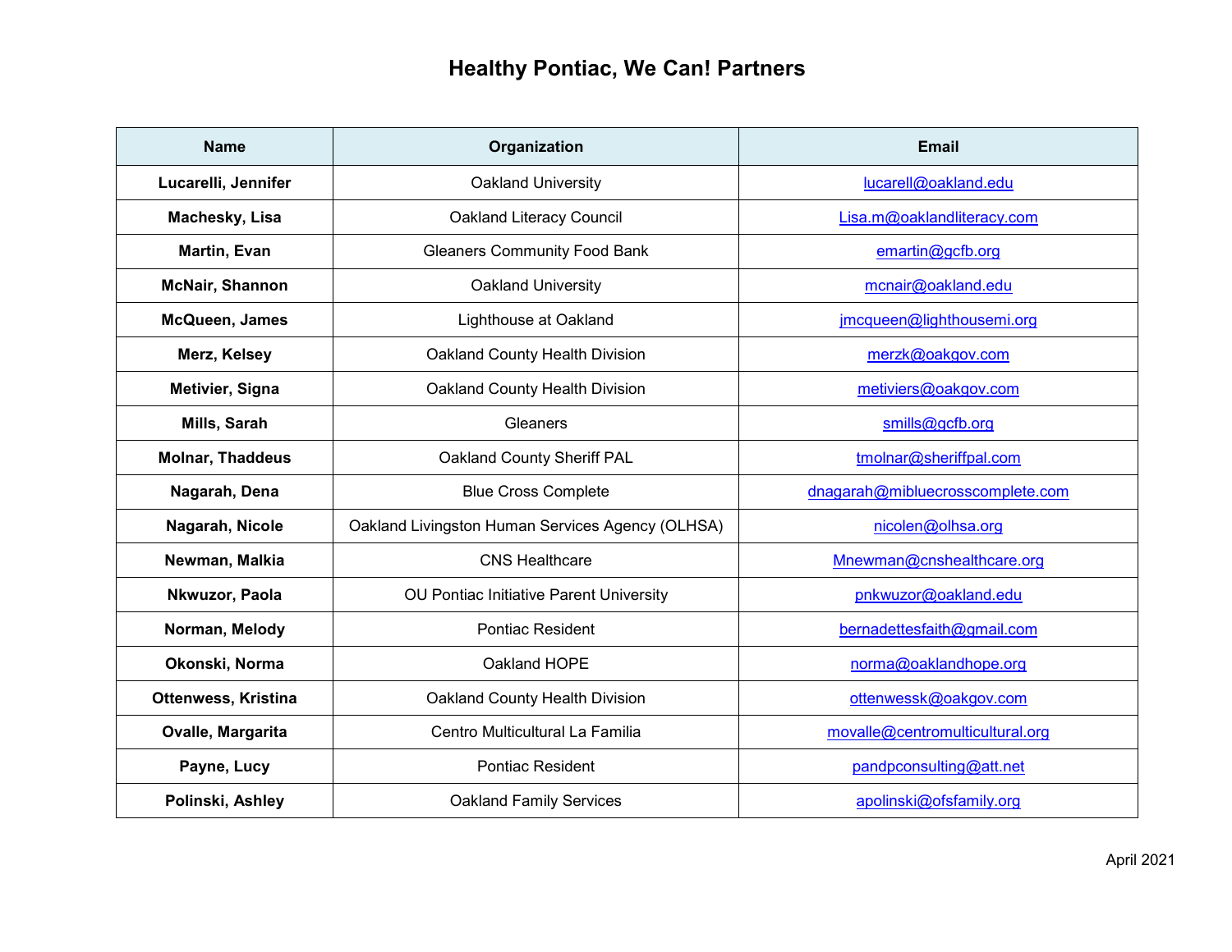# Healthy Pontiac, We Can! Partners

| Name | Organization | Email |
|---|---|---|
| **Lucarelli, Jennifer** | Oakland University | lucarell@oakland.edu |
| **Machesky, Lisa** | Oakland Literacy Council | Lisa.m@oaklandliteracy.com |
| **Martin, Evan** | Gleaners Community Food Bank | emartin@gcfb.org |
| **McNair, Shannon** | Oakland University | mcnair@oakland.edu |
| **McQueen, James** | Lighthouse at Oakland | jmcqueen@lighthousemi.org |
| **Merz, Kelsey** | Oakland County Health Division | merzk@oakgov.com |
| **Metivier, Signa** | Oakland County Health Division | metiviers@oakgov.com |
| **Mills, Sarah** | Gleaners | smills@gcfb.org |
| **Molnar, Thaddeus** | Oakland County Sheriff PAL | tmolnar@sheriffpal.com |
| **Nagarah, Dena** | Blue Cross Complete | dnagarah@mibluecrosscomplete.com |
| **Nagarah, Nicole** | Oakland Livingston Human Services Agency (OLHSA) | nicolen@olhsa.org |
| **Newman, Malkia** | CNS Healthcare | Mnewman@cnshealthcare.org |
| **Nkwuzor, Paola** | OU Pontiac Initiative Parent University | pnkwuzor@oakland.edu |
| **Norman, Melody** | Pontiac Resident | bernadettesfaith@gmail.com |
| **Okonski, Norma** | Oakland HOPE | norma@oaklandhope.org |
| **Ottenwess, Kristina** | Oakland County Health Division | ottenwessk@oakgov.com |
| **Ovalle, Margarita** | Centro Multicultural La Familia | movalle@centromulticultural.org |
| **Payne, Lucy** | Pontiac Resident | pandpconsulting@att.net |
| **Polinski, Ashley** | Oakland Family Services | apolinski@ofsfamily.org |

April 2021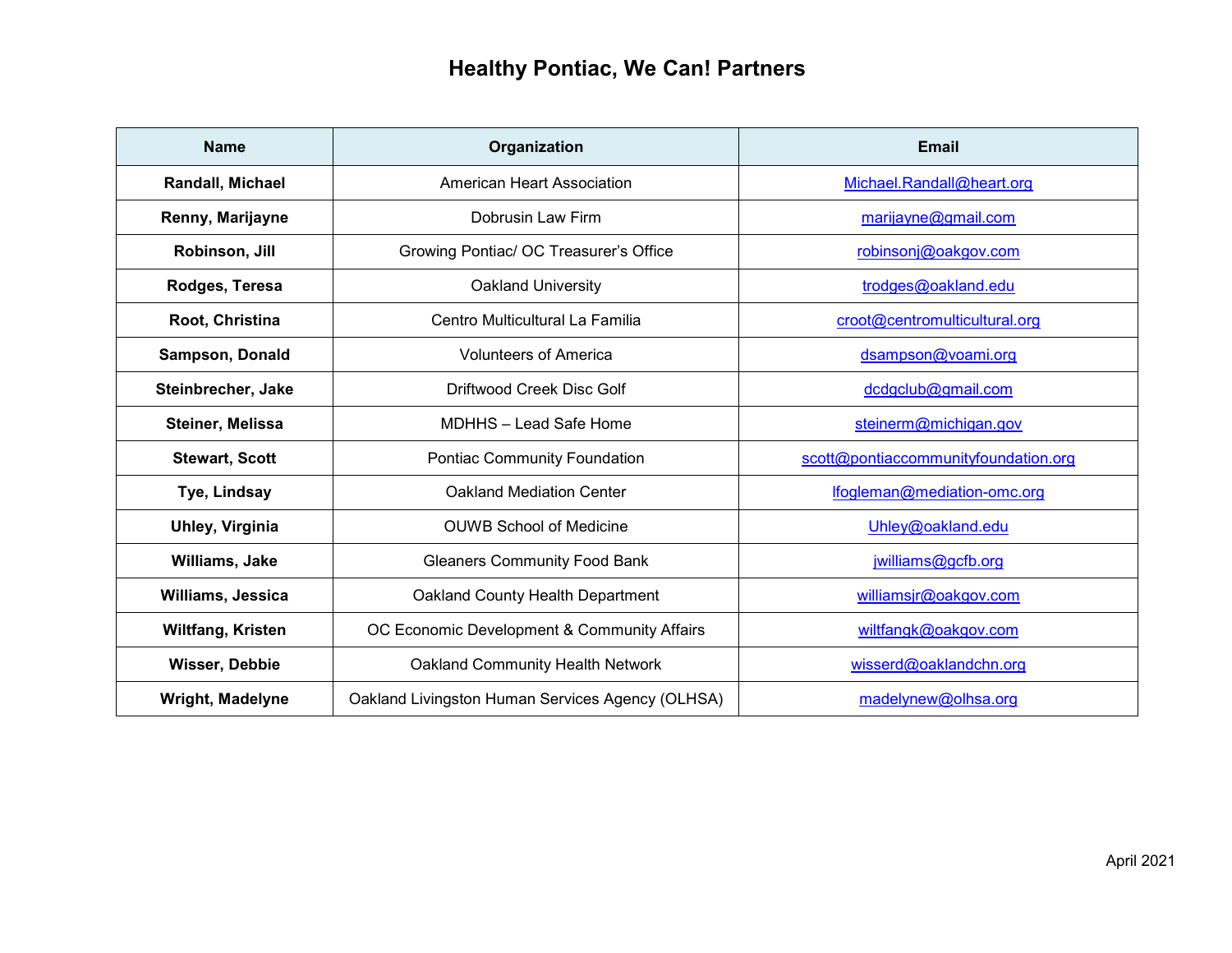# Healthy Pontiac, We Can! Partners

| Name | Organization | Email |
|---|---|---|
| **Randall, Michael** | American Heart Association | Michael.Randall@heart.org |
| **Renny, Marijayne** | Dobrusin Law Firm | marijayne@gmail.com |
| **Robinson, Jill** | Growing Pontiac/ OC Treasurer's Office | robinsonj@oakgov.com |
| **Rodges, Teresa** | Oakland University | trodges@oakland.edu |
| **Root, Christina** | Centro Multicultural La Familia | croot@centromulticultural.org |
| **Sampson, Donald** | Volunteers of America | dsampson@voami.org |
| **Steinbrecher, Jake** | Driftwood Creek Disc Golf | dcdgclub@gmail.com |
| **Steiner, Melissa** | MDHHS – Lead Safe Home | steinerm@michigan.gov |
| **Stewart, Scott** | Pontiac Community Foundation | scott@pontiaccommunityfoundation.org |
| **Tye, Lindsay** | Oakland Mediation Center | lfogleman@mediation-omc.org |
| **Uhley, Virginia** | OUWB School of Medicine | Uhley@oakland.edu |
| **Williams, Jake** | Gleaners Community Food Bank | jwilliams@gcfb.org |
| **Williams, Jessica** | Oakland County Health Department | williamsjr@oakgov.com |
| **Wiltfang, Kristen** | OC Economic Development & Community Affairs | wiltfangk@oakgov.com |
| **Wisser, Debbie** | Oakland Community Health Network | wisserd@oaklandchn.org |
| **Wright, Madelyne** | Oakland Livingston Human Services Agency (OLHSA) | madelynew@olhsa.org |

April 2021